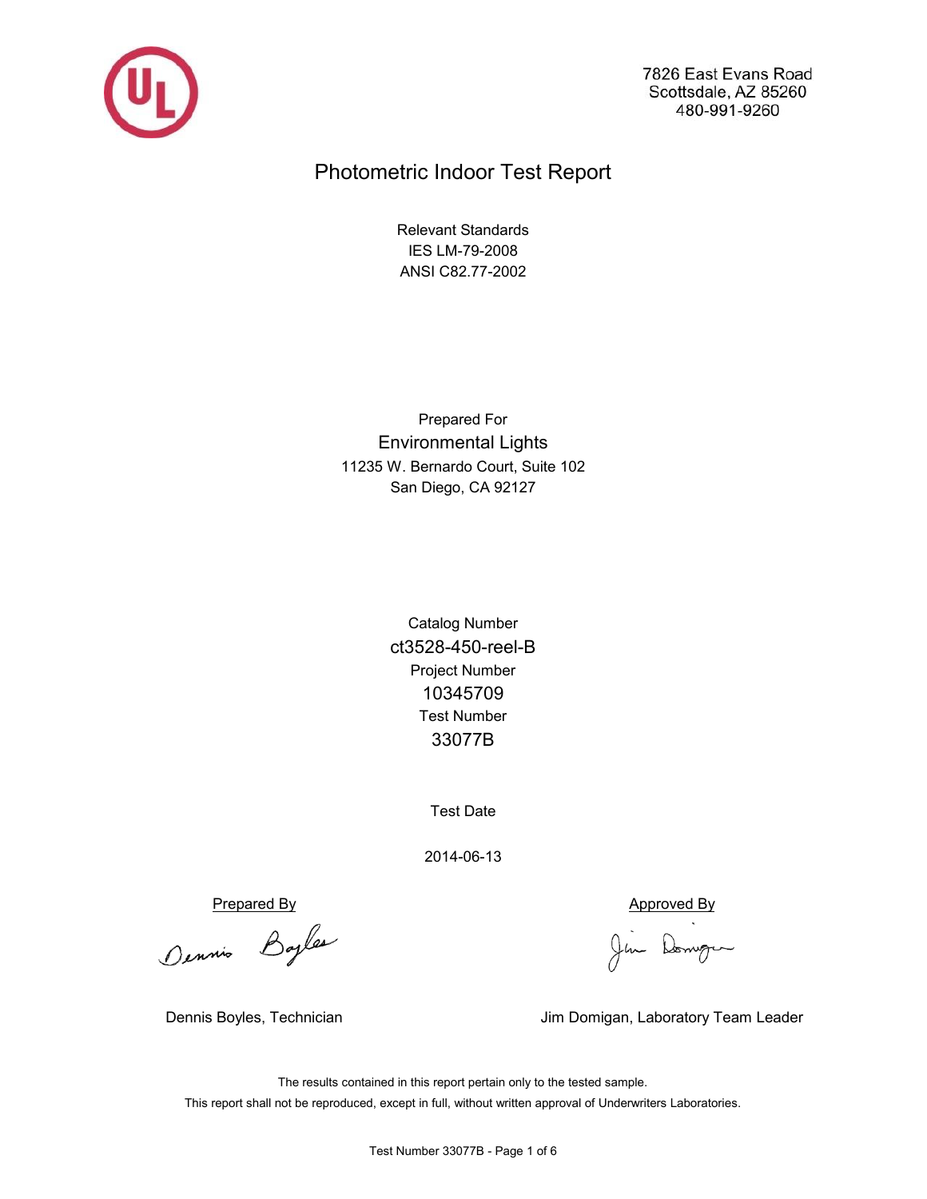7826 East Evans Road
Scottsdale, AZ 85260
480-991-9260

# Photometric Indoor Test Report

Relevant Standards
IES LM-79-2008
ANSI C82.77-2002

Prepared For
**Environmental Lights**
11235 W. Bernardo Court, Suite 102
San Diego, CA 92127

Catalog Number
**ct3528-450-reel-B**
Project Number
**10345709**
Test Number
**33077B**

Test Date

2014-06-13

Prepared By

Dennis Boyles, Technician

Approved By

Jim Domigan, Laboratory Team Leader

The results contained in this report pertain only to the tested sample.
This report shall not be reproduced, except in full, without written approval of Underwriters Laboratories.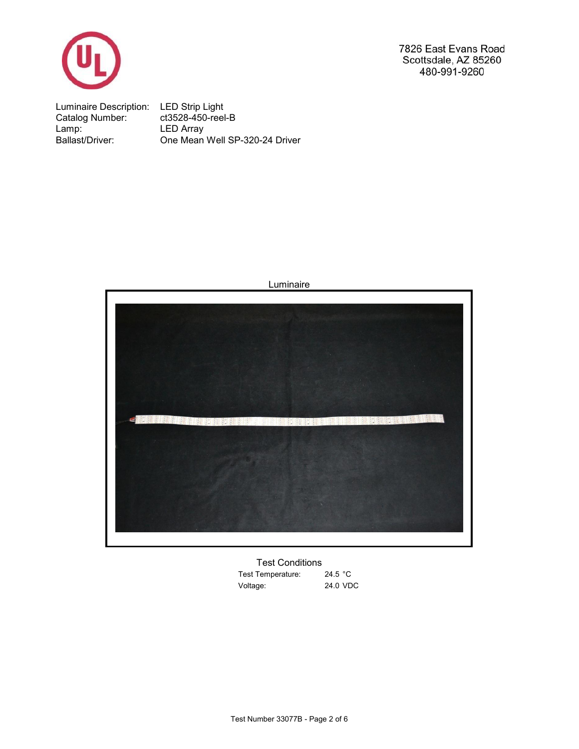7826 East Evans Road
Scottsdale, AZ 85260
480-991-9260

| | |
|---|---|
| Luminaire Description: | LED Strip Light |
| Catalog Number: | ct3528-450-reel-B |
| Lamp: | LED Array |
| Ballast/Driver: | One Mean Well SP-320-24 Driver |

Luminaire

## Test Conditions

| | |
|---|---|
| Test Temperature: | 24.5 °C |
| Voltage: | 24.0 VDC |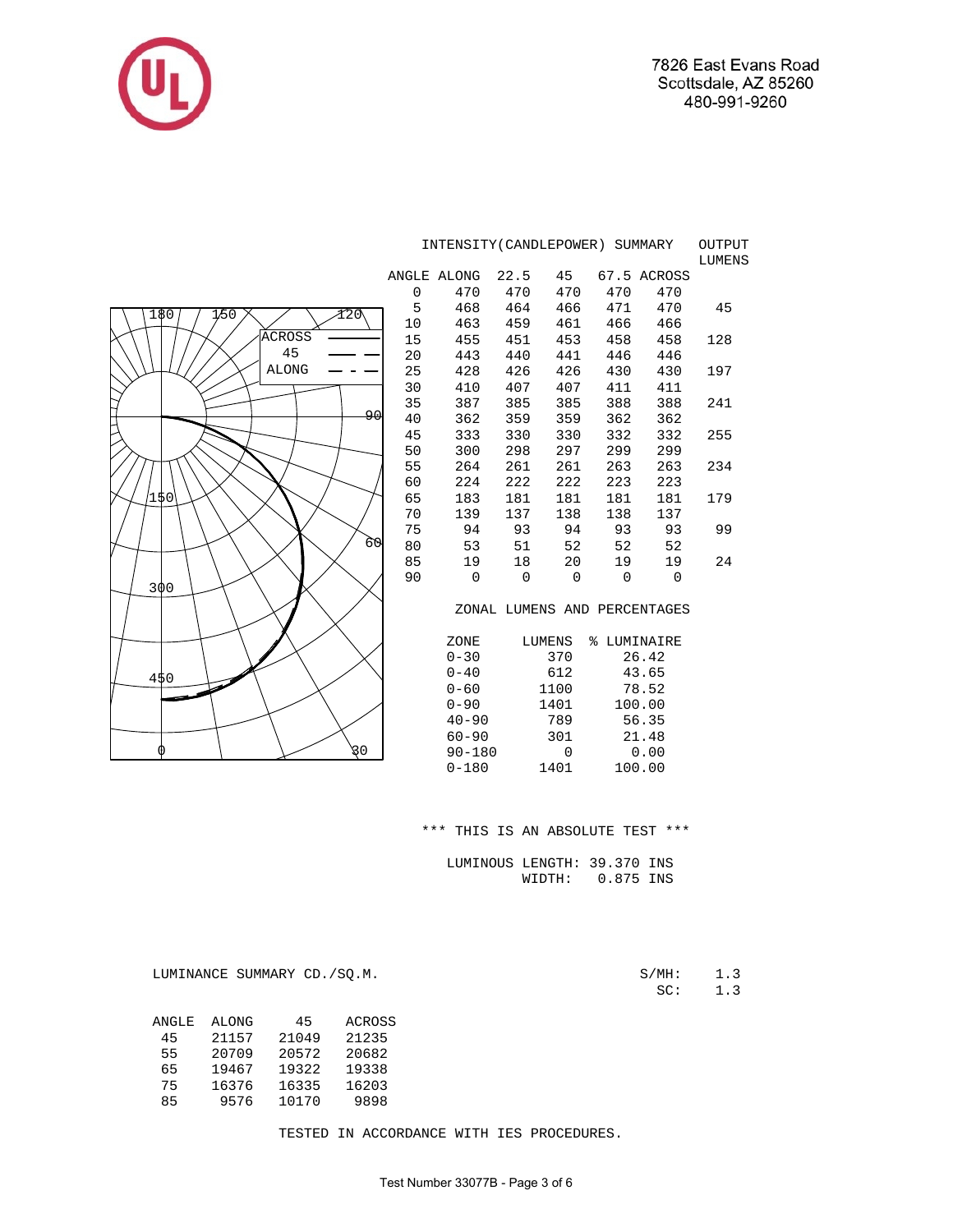7826 East Evans Road
Scottsdale, AZ 85260
480-991-9260

## INTENSITY(CANDLEPOWER) SUMMARY

| ANGLE | ALONG | 22.5 | 45 | 67.5 | ACROSS | OUTPUT LUMENS |
|---|---|---|---|---|---|---|
| 0 | 470 | 470 | 470 | 470 | 470 | |
| 5 | 468 | 464 | 466 | 471 | 470 | 45 |
| 10 | 463 | 459 | 461 | 466 | 466 | |
| 15 | 455 | 451 | 453 | 458 | 458 | 128 |
| 20 | 443 | 440 | 441 | 446 | 446 | |
| 25 | 428 | 426 | 426 | 430 | 430 | 197 |
| 30 | 410 | 407 | 407 | 411 | 411 | |
| 35 | 387 | 385 | 385 | 388 | 388 | 241 |
| 40 | 362 | 359 | 359 | 362 | 362 | |
| 45 | 333 | 330 | 330 | 332 | 332 | 255 |
| 50 | 300 | 298 | 297 | 299 | 299 | |
| 55 | 264 | 261 | 261 | 263 | 263 | 234 |
| 60 | 224 | 222 | 222 | 223 | 223 | |
| 65 | 183 | 181 | 181 | 181 | 181 | 179 |
| 70 | 139 | 137 | 138 | 138 | 137 | |
| 75 | 94 | 93 | 94 | 93 | 93 | 99 |
| 80 | 53 | 51 | 52 | 52 | 52 | |
| 85 | 19 | 18 | 20 | 19 | 19 | 24 |
| 90 | 0 | 0 | 0 | 0 | 0 | |

## ZONAL LUMENS AND PERCENTAGES

| ZONE | LUMENS | % LUMINAIRE |
|---|---|---|
| 0-30 | 370 | 26.42 |
| 0-40 | 612 | 43.65 |
| 0-60 | 1100 | 78.52 |
| 0-90 | 1401 | 100.00 |
| 40-90 | 789 | 56.35 |
| 60-90 | 301 | 21.48 |
| 90-180 | 0 | 0.00 |
| 0-180 | 1401 | 100.00 |

\*\*\* THIS IS AN ABSOLUTE TEST \*\*\*

LUMINOUS LENGTH: 39.370 INS
WIDTH: 0.875 INS

## LUMINANCE SUMMARY CD./SQ.M.

| ANGLE | ALONG | 45 | ACROSS |
|---|---|---|---|
| 45 | 21157 | 21049 | 21235 |
| 55 | 20709 | 20572 | 20682 |
| 65 | 19467 | 19322 | 19338 |
| 75 | 16376 | 16335 | 16203 |
| 85 | 9576 | 10170 | 9898 |

S/MH: 1.3
SC: 1.3

TESTED IN ACCORDANCE WITH IES PROCEDURES.

Test Number 33077B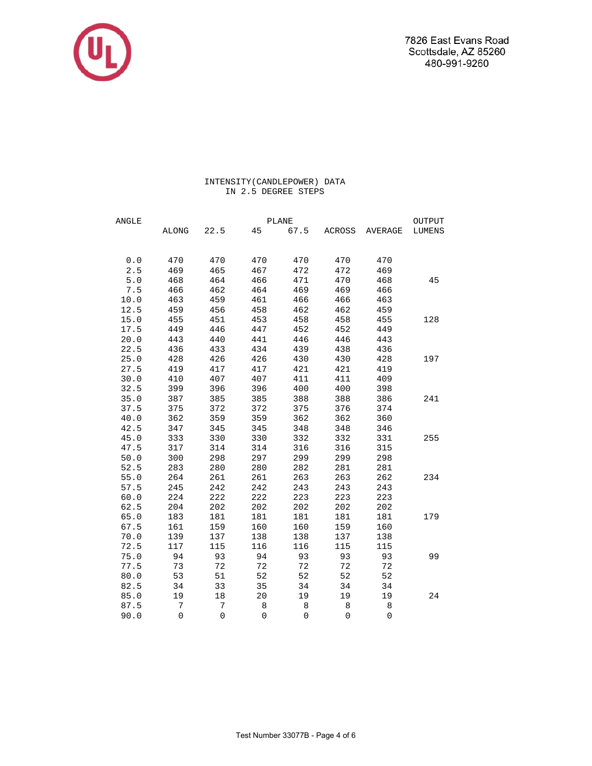7826 East Evans Road
Scottsdale, AZ 85260
480-991-9260

## INTENSITY(CANDLEPOWER) DATA IN 2.5 DEGREE STEPS

| ANGLE | PLANE | | | | | | OUTPUT |
|---|---|---|---|---|---|---|---|
| | ALONG | 22.5 | 45 | 67.5 | ACROSS | AVERAGE | LUMENS |
| 0.0 | 470 | 470 | 470 | 470 | 470 | 470 | |
| 2.5 | 469 | 465 | 467 | 472 | 472 | 469 | |
| 5.0 | 468 | 464 | 466 | 471 | 470 | 468 | 45 |
| 7.5 | 466 | 462 | 464 | 469 | 469 | 466 | |
| 10.0 | 463 | 459 | 461 | 466 | 466 | 463 | |
| 12.5 | 459 | 456 | 458 | 462 | 462 | 459 | |
| 15.0 | 455 | 451 | 453 | 458 | 458 | 455 | 128 |
| 17.5 | 449 | 446 | 447 | 452 | 452 | 449 | |
| 20.0 | 443 | 440 | 441 | 446 | 446 | 443 | |
| 22.5 | 436 | 433 | 434 | 439 | 438 | 436 | |
| 25.0 | 428 | 426 | 426 | 430 | 430 | 428 | 197 |
| 27.5 | 419 | 417 | 417 | 421 | 421 | 419 | |
| 30.0 | 410 | 407 | 407 | 411 | 411 | 409 | |
| 32.5 | 399 | 396 | 396 | 400 | 400 | 398 | |
| 35.0 | 387 | 385 | 385 | 388 | 388 | 386 | 241 |
| 37.5 | 375 | 372 | 372 | 375 | 376 | 374 | |
| 40.0 | 362 | 359 | 359 | 362 | 362 | 360 | |
| 42.5 | 347 | 345 | 345 | 348 | 348 | 346 | |
| 45.0 | 333 | 330 | 330 | 332 | 332 | 331 | 255 |
| 47.5 | 317 | 314 | 314 | 316 | 316 | 315 | |
| 50.0 | 300 | 298 | 297 | 299 | 299 | 298 | |
| 52.5 | 283 | 280 | 280 | 282 | 281 | 281 | |
| 55.0 | 264 | 261 | 261 | 263 | 263 | 262 | 234 |
| 57.5 | 245 | 242 | 242 | 243 | 243 | 243 | |
| 60.0 | 224 | 222 | 222 | 223 | 223 | 223 | |
| 62.5 | 204 | 202 | 202 | 202 | 202 | 202 | |
| 65.0 | 183 | 181 | 181 | 181 | 181 | 181 | 179 |
| 67.5 | 161 | 159 | 160 | 160 | 159 | 160 | |
| 70.0 | 139 | 137 | 138 | 138 | 137 | 138 | |
| 72.5 | 117 | 115 | 116 | 116 | 115 | 115 | |
| 75.0 | 94 | 93 | 94 | 93 | 93 | 93 | 99 |
| 77.5 | 73 | 72 | 72 | 72 | 72 | 72 | |
| 80.0 | 53 | 51 | 52 | 52 | 52 | 52 | |
| 82.5 | 34 | 33 | 35 | 34 | 34 | 34 | |
| 85.0 | 19 | 18 | 20 | 19 | 19 | 19 | 24 |
| 87.5 | 7 | 7 | 8 | 8 | 8 | 8 | |
| 90.0 | 0 | 0 | 0 | 0 | 0 | 0 | |

Test Number 33077B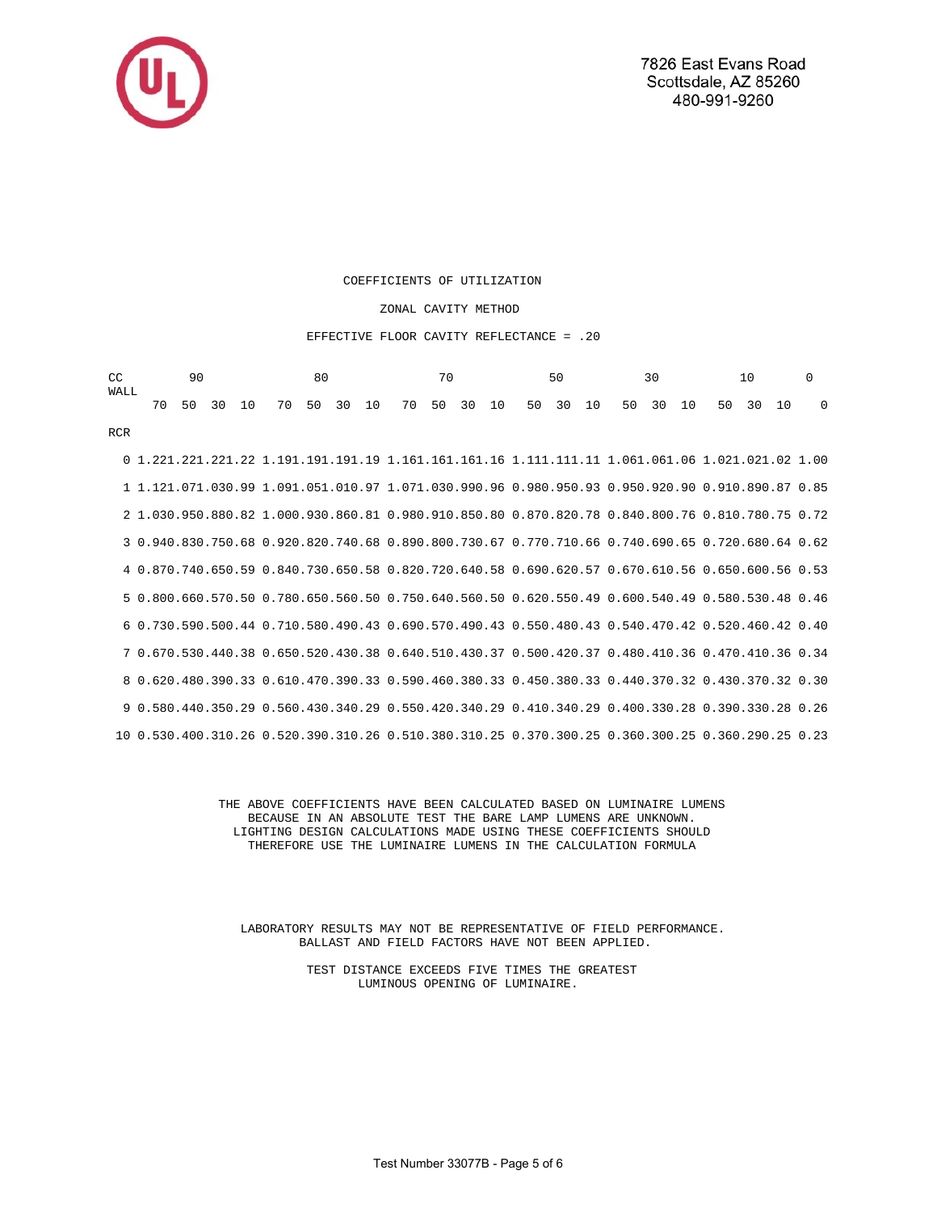7826 East Evans Road
Scottsdale, AZ 85260
480-991-9260

COEFFICIENTS OF UTILIZATION

ZONAL CAVITY METHOD

EFFECTIVE FLOOR CAVITY REFLECTANCE = .20

| CC | 90 | | | | 80 | | | | 70 | | | | 50 | | | 30 | | | 10 | | | 0 |
|---|---|---|---|---|---|---|---|---|---|---|---|---|---|---|---|---|---|---|---|---|---|---|
| WALL | 70 | 50 | 30 | 10 | 70 | 50 | 30 | 10 | 70 | 50 | 30 | 10 | 50 | 30 | 10 | 50 | 30 | 10 | 50 | 30 | 10 | 0 |
| RCR | | | | | | | | | | | | | | | | | | | | | | |
| 0 | 1.22 | 1.22 | 1.22 | 1.22 | 1.19 | 1.19 | 1.19 | 1.19 | 1.16 | 1.16 | 1.16 | 1.16 | 1.11 | 1.11 | 1.11 | 1.06 | 1.06 | 1.06 | 1.02 | 1.02 | 1.02 | 1.00 |
| 1 | 1.12 | 1.07 | 1.03 | 0.99 | 1.09 | 1.05 | 1.01 | 0.97 | 1.07 | 1.03 | 0.99 | 0.96 | 0.98 | 0.95 | 0.93 | 0.95 | 0.92 | 0.90 | 0.91 | 0.89 | 0.87 | 0.85 |
| 2 | 1.03 | 0.95 | 0.88 | 0.82 | 1.00 | 0.93 | 0.86 | 0.81 | 0.98 | 0.91 | 0.85 | 0.80 | 0.87 | 0.82 | 0.78 | 0.84 | 0.80 | 0.76 | 0.81 | 0.78 | 0.75 | 0.72 |
| 3 | 0.94 | 0.83 | 0.75 | 0.68 | 0.92 | 0.82 | 0.74 | 0.68 | 0.89 | 0.80 | 0.73 | 0.67 | 0.77 | 0.71 | 0.66 | 0.74 | 0.69 | 0.65 | 0.72 | 0.68 | 0.64 | 0.62 |
| 4 | 0.87 | 0.74 | 0.65 | 0.59 | 0.84 | 0.73 | 0.65 | 0.58 | 0.82 | 0.72 | 0.64 | 0.58 | 0.69 | 0.62 | 0.57 | 0.67 | 0.61 | 0.56 | 0.65 | 0.60 | 0.56 | 0.53 |
| 5 | 0.80 | 0.66 | 0.57 | 0.50 | 0.78 | 0.65 | 0.56 | 0.50 | 0.75 | 0.64 | 0.56 | 0.50 | 0.62 | 0.55 | 0.49 | 0.60 | 0.54 | 0.49 | 0.58 | 0.53 | 0.48 | 0.46 |
| 6 | 0.73 | 0.59 | 0.50 | 0.44 | 0.71 | 0.58 | 0.49 | 0.43 | 0.69 | 0.57 | 0.49 | 0.43 | 0.55 | 0.48 | 0.43 | 0.54 | 0.47 | 0.42 | 0.52 | 0.46 | 0.42 | 0.40 |
| 7 | 0.67 | 0.53 | 0.44 | 0.38 | 0.65 | 0.52 | 0.43 | 0.38 | 0.64 | 0.51 | 0.43 | 0.37 | 0.50 | 0.42 | 0.37 | 0.48 | 0.41 | 0.36 | 0.47 | 0.41 | 0.36 | 0.34 |
| 8 | 0.62 | 0.48 | 0.39 | 0.33 | 0.61 | 0.47 | 0.39 | 0.33 | 0.59 | 0.46 | 0.38 | 0.33 | 0.45 | 0.38 | 0.33 | 0.44 | 0.37 | 0.32 | 0.43 | 0.37 | 0.32 | 0.30 |
| 9 | 0.58 | 0.44 | 0.35 | 0.29 | 0.56 | 0.43 | 0.34 | 0.29 | 0.55 | 0.42 | 0.34 | 0.29 | 0.41 | 0.34 | 0.29 | 0.40 | 0.33 | 0.28 | 0.39 | 0.33 | 0.28 | 0.26 |
| 10 | 0.53 | 0.40 | 0.31 | 0.26 | 0.52 | 0.39 | 0.31 | 0.26 | 0.51 | 0.38 | 0.31 | 0.25 | 0.37 | 0.30 | 0.25 | 0.36 | 0.30 | 0.25 | 0.36 | 0.29 | 0.25 | 0.23 |

THE ABOVE COEFFICIENTS HAVE BEEN CALCULATED BASED ON LUMINAIRE LUMENS
BECAUSE IN AN ABSOLUTE TEST THE BARE LAMP LUMENS ARE UNKNOWN.
LIGHTING DESIGN CALCULATIONS MADE USING THESE COEFFICIENTS SHOULD
THEREFORE USE THE LUMINAIRE LUMENS IN THE CALCULATION FORMULA

LABORATORY RESULTS MAY NOT BE REPRESENTATIVE OF FIELD PERFORMANCE.
BALLAST AND FIELD FACTORS HAVE NOT BEEN APPLIED.

TEST DISTANCE EXCEEDS FIVE TIMES THE GREATEST
LUMINOUS OPENING OF LUMINAIRE.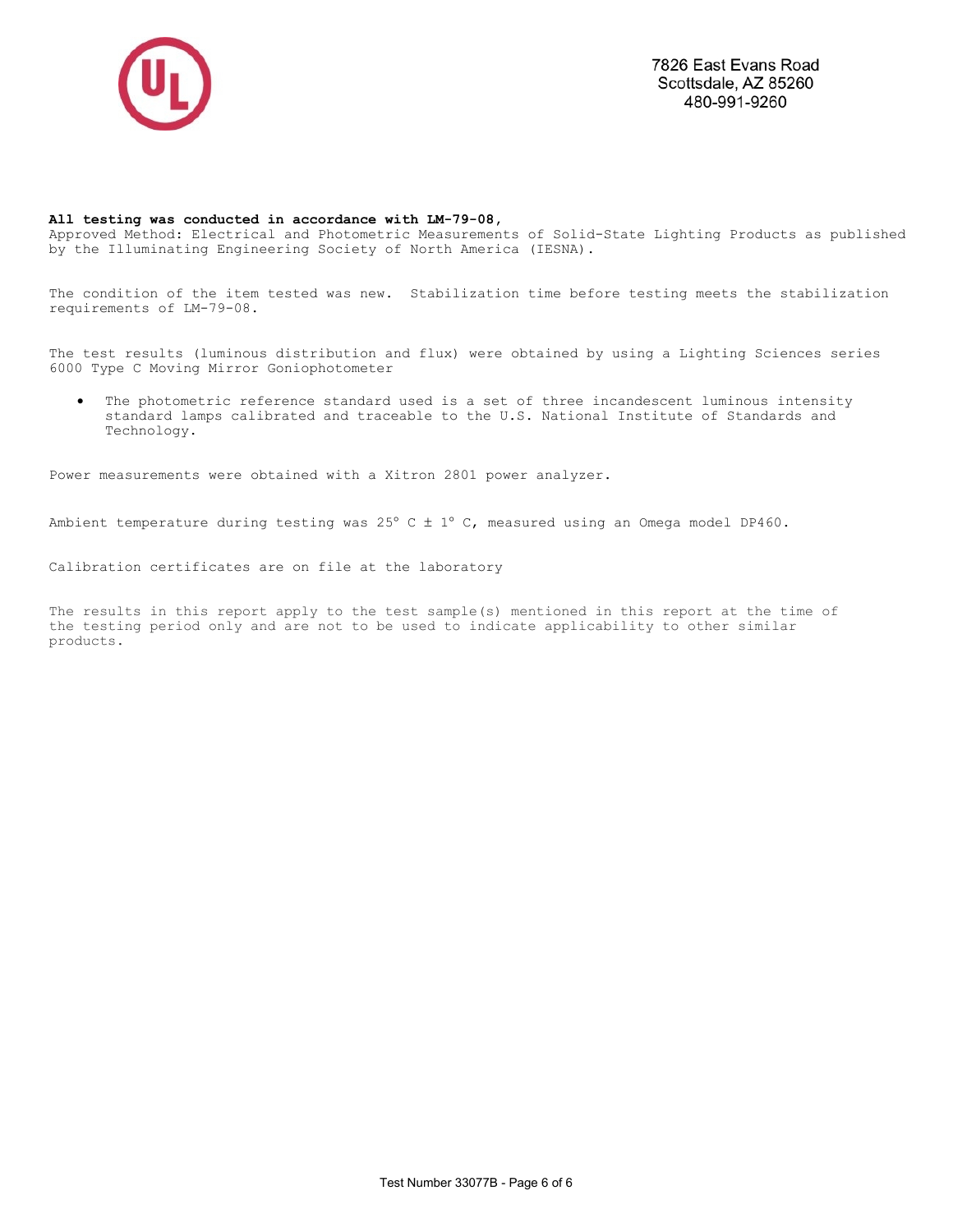7826 East Evans Road
Scottsdale, AZ 85260
480-991-9260

**All testing was conducted in accordance with LM-79-08,**
Approved Method: Electrical and Photometric Measurements of Solid-State Lighting Products as published by the Illuminating Engineering Society of North America (IESNA).

The condition of the item tested was new. Stabilization time before testing meets the stabilization requirements of LM-79-08.

The test results (luminous distribution and flux) were obtained by using a Lighting Sciences series 6000 Type C Moving Mirror Goniophotometer

- The photometric reference standard used is a set of three incandescent luminous intensity standard lamps calibrated and traceable to the U.S. National Institute of Standards and Technology.

Power measurements were obtained with a Xitron 2801 power analyzer.

Ambient temperature during testing was 25° C ± 1° C, measured using an Omega model DP460.

Calibration certificates are on file at the laboratory

The results in this report apply to the test sample(s) mentioned in this report at the time of the testing period only and are not to be used to indicate applicability to other similar products.

Test Number 33077B